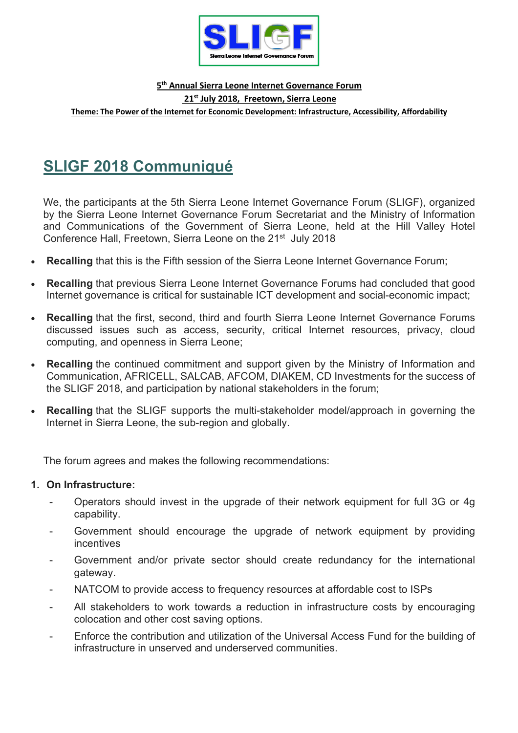**SLIGF**
Sierra Leone Internet Governance Forum

**5th Annual Sierra Leone Internet Governance Forum**

**21st July 2018, Freetown, Sierra Leone**

**Theme: The Power of the Internet for Economic Development: Infrastructure, Accessibility, Affordability**

# SLIGF 2018 Communiqué

We, the participants at the 5th Sierra Leone Internet Governance Forum (SLIGF), organized by the Sierra Leone Internet Governance Forum Secretariat and the Ministry of Information and Communications of the Government of Sierra Leone, held at the Hill Valley Hotel Conference Hall, Freetown, Sierra Leone on the 21st July 2018

- **Recalling** that this is the Fifth session of the Sierra Leone Internet Governance Forum;
- **Recalling** that previous Sierra Leone Internet Governance Forums had concluded that good Internet governance is critical for sustainable ICT development and social-economic impact;
- **Recalling** that the first, second, third and fourth Sierra Leone Internet Governance Forums discussed issues such as access, security, critical Internet resources, privacy, cloud computing, and openness in Sierra Leone;
- **Recalling** the continued commitment and support given by the Ministry of Information and Communication, AFRICELL, SALCAB, AFCOM, DIAKEM, CD Investments for the success of the SLIGF 2018, and participation by national stakeholders in the forum;
- **Recalling** that the SLIGF supports the multi-stakeholder model/approach in governing the Internet in Sierra Leone, the sub-region and globally.

The forum agrees and makes the following recommendations:

1. **On Infrastructure:**
   - Operators should invest in the upgrade of their network equipment for full 3G or 4g capability.
   - Government should encourage the upgrade of network equipment by providing incentives
   - Government and/or private sector should create redundancy for the international gateway.
   - NATCOM to provide access to frequency resources at affordable cost to ISPs
   - All stakeholders to work towards a reduction in infrastructure costs by encouraging colocation and other cost saving options.
   - Enforce the contribution and utilization of the Universal Access Fund for the building of infrastructure in unserved and underserved communities.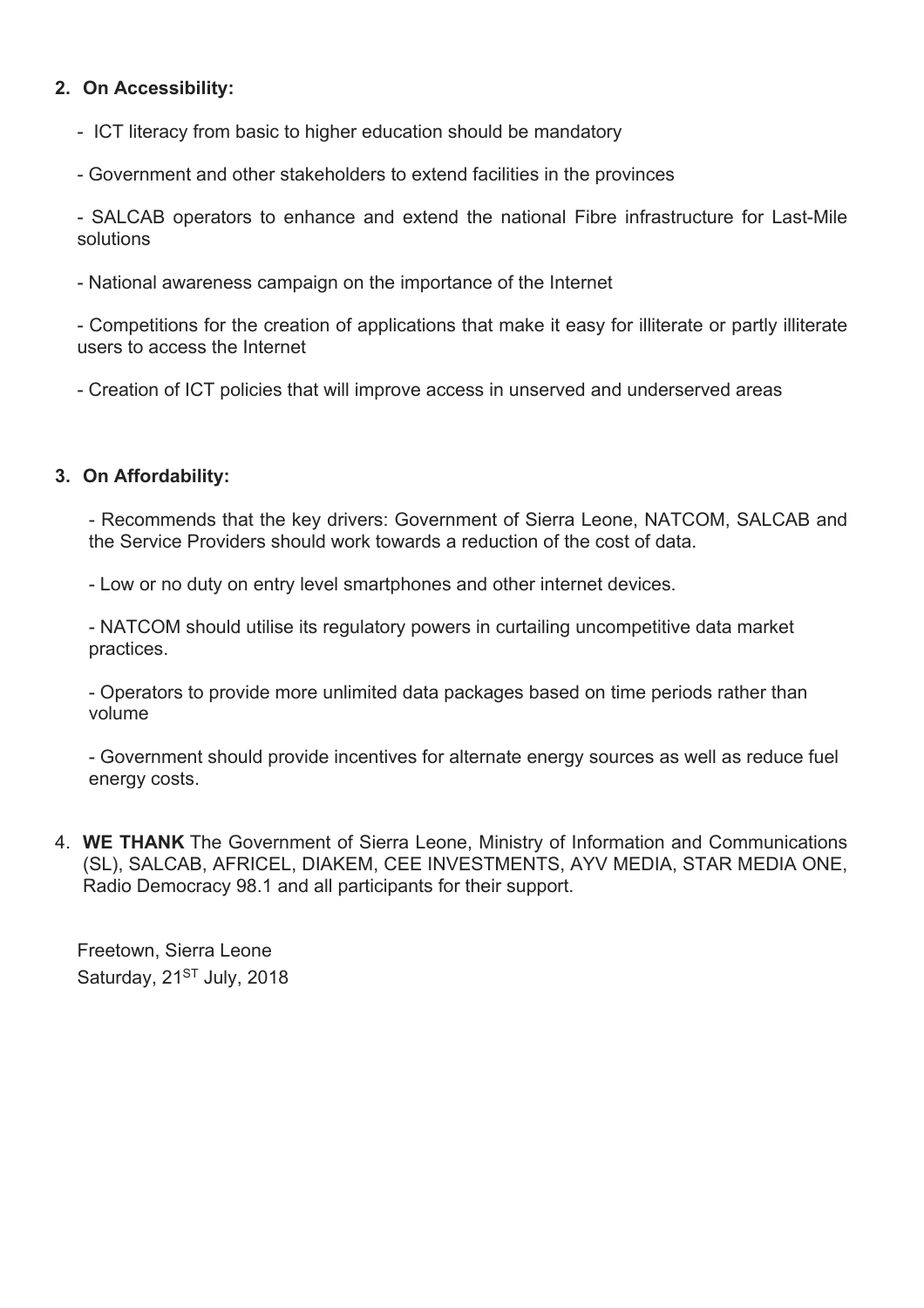**2. On Accessibility:**

- ICT literacy from basic to higher education should be mandatory

- Government and other stakeholders to extend facilities in the provinces

- SALCAB operators to enhance and extend the national Fibre infrastructure for Last-Mile solutions

- National awareness campaign on the importance of the Internet

- Competitions for the creation of applications that make it easy for illiterate or partly illiterate users to access the Internet

- Creation of ICT policies that will improve access in unserved and underserved areas

**3. On Affordability:**

- Recommends that the key drivers: Government of Sierra Leone, NATCOM, SALCAB and the Service Providers should work towards a reduction of the cost of data.

- Low or no duty on entry level smartphones and other internet devices.

- NATCOM should utilise its regulatory powers in curtailing uncompetitive data market practices.

- Operators to provide more unlimited data packages based on time periods rather than volume

- Government should provide incentives for alternate energy sources as well as reduce fuel energy costs.

4. **WE THANK** The Government of Sierra Leone, Ministry of Information and Communications (SL), SALCAB, AFRICEL, DIAKEM, CEE INVESTMENTS, AYV MEDIA, STAR MEDIA ONE, Radio Democracy 98.1 and all participants for their support.

Freetown, Sierra Leone
Saturday, 21ST July, 2018